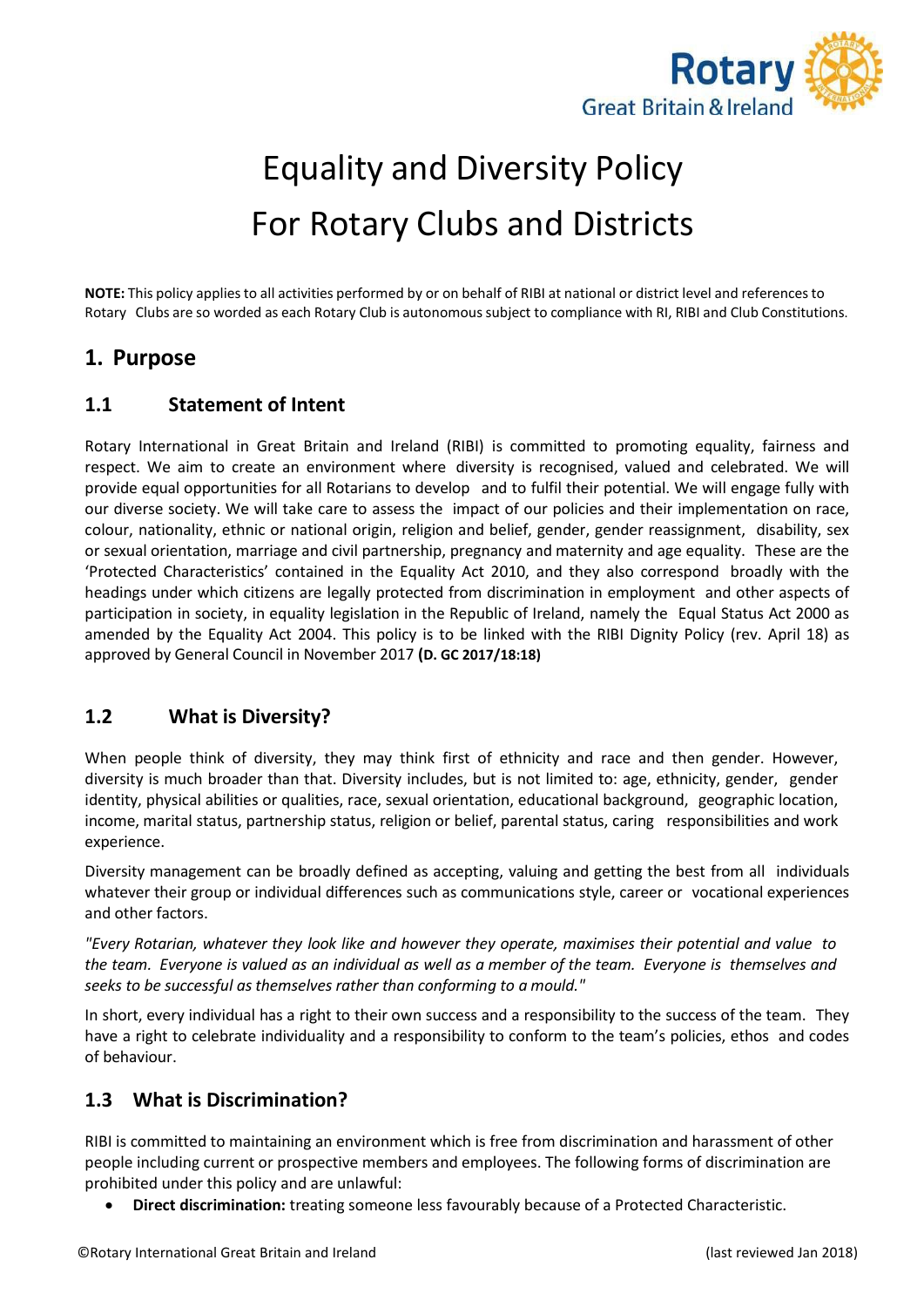# Equality and Diversity Policy
# For Rotary Clubs and Districts

**NOTE:** This policy applies to all activities performed by or on behalf of RIBI at national or district level and references to Rotary Clubs are so worded as each Rotary Club is autonomous subject to compliance with RI, RIBI and Club Constitutions.

## 1. Purpose

### 1.1 Statement of Intent

Rotary International in Great Britain and Ireland (RIBI) is committed to promoting equality, fairness and respect. We aim to create an environment where diversity is recognised, valued and celebrated. We will provide equal opportunities for all Rotarians to develop and to fulfil their potential. We will engage fully with our diverse society. We will take care to assess the impact of our policies and their implementation on race, colour, nationality, ethnic or national origin, religion and belief, gender, gender reassignment, disability, sex or sexual orientation, marriage and civil partnership, pregnancy and maternity and age equality. These are the 'Protected Characteristics' contained in the Equality Act 2010, and they also correspond broadly with the headings under which citizens are legally protected from discrimination in employment and other aspects of participation in society, in equality legislation in the Republic of Ireland, namely the Equal Status Act 2000 as amended by the Equality Act 2004. This policy is to be linked with the RIBI Dignity Policy (rev. April 18) as approved by General Council in November 2017 **(D. GC 2017/18:18)**

### 1.2 What is Diversity?

When people think of diversity, they may think first of ethnicity and race and then gender. However, diversity is much broader than that. Diversity includes, but is not limited to: age, ethnicity, gender, gender identity, physical abilities or qualities, race, sexual orientation, educational background, geographic location, income, marital status, partnership status, religion or belief, parental status, caring responsibilities and work experience.

Diversity management can be broadly defined as accepting, valuing and getting the best from all individuals whatever their group or individual differences such as communications style, career or vocational experiences and other factors.

*"Every Rotarian, whatever they look like and however they operate, maximises their potential and value to the team. Everyone is valued as an individual as well as a member of the team. Everyone is themselves and seeks to be successful as themselves rather than conforming to a mould."*

In short, every individual has a right to their own success and a responsibility to the success of the team. They have a right to celebrate individuality and a responsibility to conform to the team's policies, ethos and codes of behaviour.

### 1.3 What is Discrimination?

RIBI is committed to maintaining an environment which is free from discrimination and harassment of other people including current or prospective members and employees. The following forms of discrimination are prohibited under this policy and are unlawful:

- **Direct discrimination:** treating someone less favourably because of a Protected Characteristic.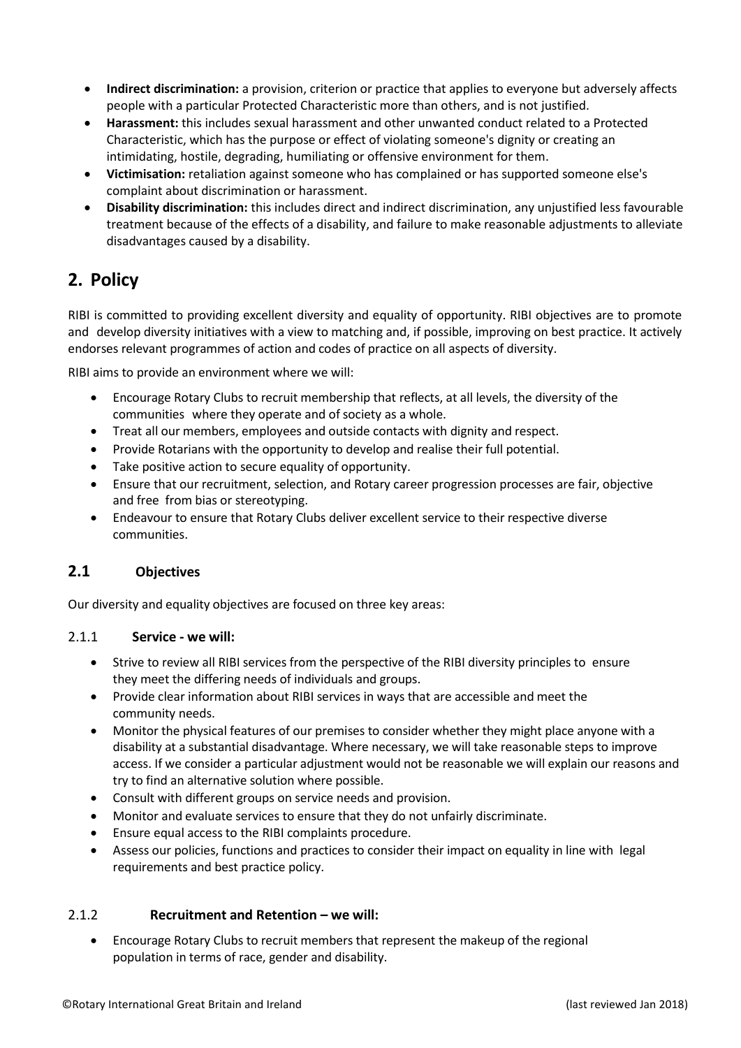- **Indirect discrimination:** a provision, criterion or practice that applies to everyone but adversely affects people with a particular Protected Characteristic more than others, and is not justified.
- **Harassment:** this includes sexual harassment and other unwanted conduct related to a Protected Characteristic, which has the purpose or effect of violating someone's dignity or creating an intimidating, hostile, degrading, humiliating or offensive environment for them.
- **Victimisation:** retaliation against someone who has complained or has supported someone else's complaint about discrimination or harassment.
- **Disability discrimination:** this includes direct and indirect discrimination, any unjustified less favourable treatment because of the effects of a disability, and failure to make reasonable adjustments to alleviate disadvantages caused by a disability.

## 2. Policy

RIBI is committed to providing excellent diversity and equality of opportunity. RIBI objectives are to promote and develop diversity initiatives with a view to matching and, if possible, improving on best practice. It actively endorses relevant programmes of action and codes of practice on all aspects of diversity.

RIBI aims to provide an environment where we will:

- Encourage Rotary Clubs to recruit membership that reflects, at all levels, the diversity of the communities where they operate and of society as a whole.
- Treat all our members, employees and outside contacts with dignity and respect.
- Provide Rotarians with the opportunity to develop and realise their full potential.
- Take positive action to secure equality of opportunity.
- Ensure that our recruitment, selection, and Rotary career progression processes are fair, objective and free from bias or stereotyping.
- Endeavour to ensure that Rotary Clubs deliver excellent service to their respective diverse communities.

### 2.1 Objectives

Our diversity and equality objectives are focused on three key areas:

#### 2.1.1 Service - we will:

- Strive to review all RIBI services from the perspective of the RIBI diversity principles to ensure they meet the differing needs of individuals and groups.
- Provide clear information about RIBI services in ways that are accessible and meet the community needs.
- Monitor the physical features of our premises to consider whether they might place anyone with a disability at a substantial disadvantage. Where necessary, we will take reasonable steps to improve access. If we consider a particular adjustment would not be reasonable we will explain our reasons and try to find an alternative solution where possible.
- Consult with different groups on service needs and provision.
- Monitor and evaluate services to ensure that they do not unfairly discriminate.
- Ensure equal access to the RIBI complaints procedure.
- Assess our policies, functions and practices to consider their impact on equality in line with legal requirements and best practice policy.

#### 2.1.2 Recruitment and Retention – we will:

- Encourage Rotary Clubs to recruit members that represent the makeup of the regional population in terms of race, gender and disability.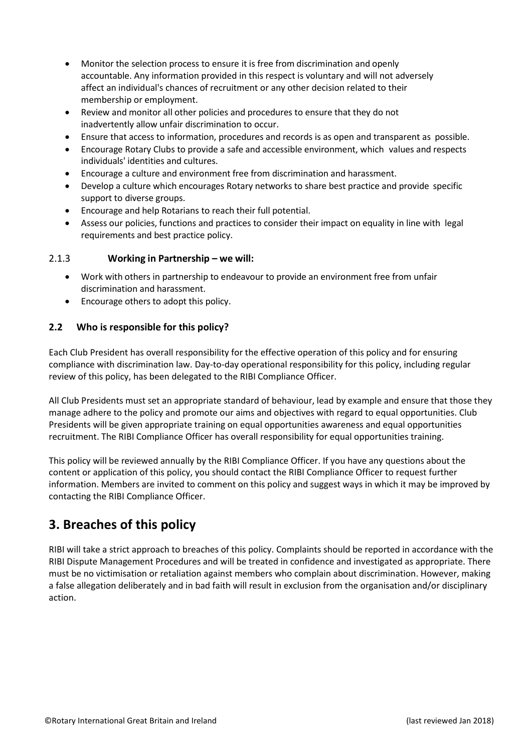- Monitor the selection process to ensure it is free from discrimination and openly accountable. Any information provided in this respect is voluntary and will not adversely affect an individual's chances of recruitment or any other decision related to their membership or employment.
- Review and monitor all other policies and procedures to ensure that they do not inadvertently allow unfair discrimination to occur.
- Ensure that access to information, procedures and records is as open and transparent as possible.
- Encourage Rotary Clubs to provide a safe and accessible environment, which values and respects individuals' identities and cultures.
- Encourage a culture and environment free from discrimination and harassment.
- Develop a culture which encourages Rotary networks to share best practice and provide specific support to diverse groups.
- Encourage and help Rotarians to reach their full potential.
- Assess our policies, functions and practices to consider their impact on equality in line with legal requirements and best practice policy.

### 2.1.3 **Working in Partnership – we will:**

- Work with others in partnership to endeavour to provide an environment free from unfair discrimination and harassment.
- Encourage others to adopt this policy.

### 2.2 Who is responsible for this policy?

Each Club President has overall responsibility for the effective operation of this policy and for ensuring compliance with discrimination law. Day-to-day operational responsibility for this policy, including regular review of this policy, has been delegated to the RIBI Compliance Officer.

All Club Presidents must set an appropriate standard of behaviour, lead by example and ensure that those they manage adhere to the policy and promote our aims and objectives with regard to equal opportunities. Club Presidents will be given appropriate training on equal opportunities awareness and equal opportunities recruitment. The RIBI Compliance Officer has overall responsibility for equal opportunities training.

This policy will be reviewed annually by the RIBI Compliance Officer. If you have any questions about the content or application of this policy, you should contact the RIBI Compliance Officer to request further information. Members are invited to comment on this policy and suggest ways in which it may be improved by contacting the RIBI Compliance Officer.

## 3. Breaches of this policy

RIBI will take a strict approach to breaches of this policy. Complaints should be reported in accordance with the RIBI Dispute Management Procedures and will be treated in confidence and investigated as appropriate. There must be no victimisation or retaliation against members who complain about discrimination. However, making a false allegation deliberately and in bad faith will result in exclusion from the organisation and/or disciplinary action.

©Rotary International Great Britain and Ireland (last reviewed Jan 2018)